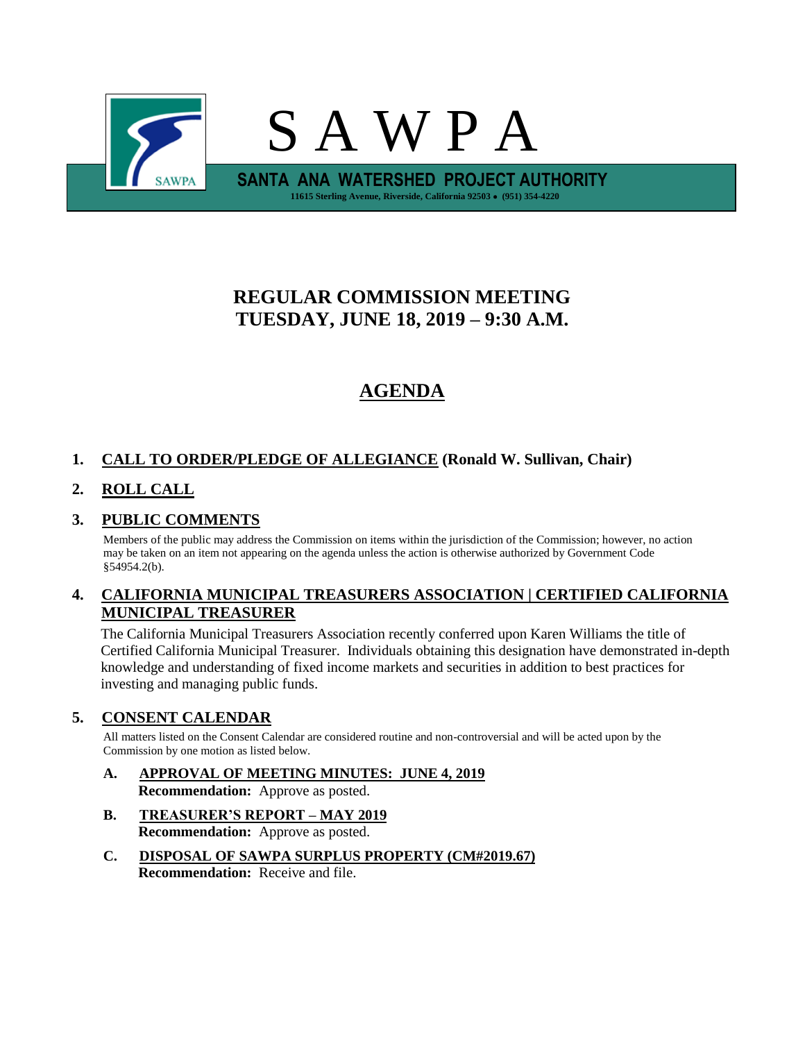# S A W P A

**SANTA ANA WATERSHED PROJECT AUTHORITY**

11615 Sterling Avenue, Riverside, California 92503 • (951) 354-4220

## REGULAR COMMISSION MEETING
## TUESDAY, JUNE 18, 2019 – 9:30 A.M.

## AGENDA

**1. CALL TO ORDER/PLEDGE OF ALLEGIANCE (Ronald W. Sullivan, Chair)**

**2. ROLL CALL**

**3. PUBLIC COMMENTS**

Members of the public may address the Commission on items within the jurisdiction of the Commission; however, no action may be taken on an item not appearing on the agenda unless the action is otherwise authorized by Government Code §54954.2(b).

**4. CALIFORNIA MUNICIPAL TREASURERS ASSOCIATION | CERTIFIED CALIFORNIA MUNICIPAL TREASURER**

The California Municipal Treasurers Association recently conferred upon Karen Williams the title of Certified California Municipal Treasurer. Individuals obtaining this designation have demonstrated in-depth knowledge and understanding of fixed income markets and securities in addition to best practices for investing and managing public funds.

**5. CONSENT CALENDAR**

All matters listed on the Consent Calendar are considered routine and non-controversial and will be acted upon by the Commission by one motion as listed below.

**A. APPROVAL OF MEETING MINUTES: JUNE 4, 2019**
**Recommendation:** Approve as posted.

**B. TREASURER'S REPORT – MAY 2019**
**Recommendation:** Approve as posted.

**C. DISPOSAL OF SAWPA SURPLUS PROPERTY (CM#2019.67)**
**Recommendation:** Receive and file.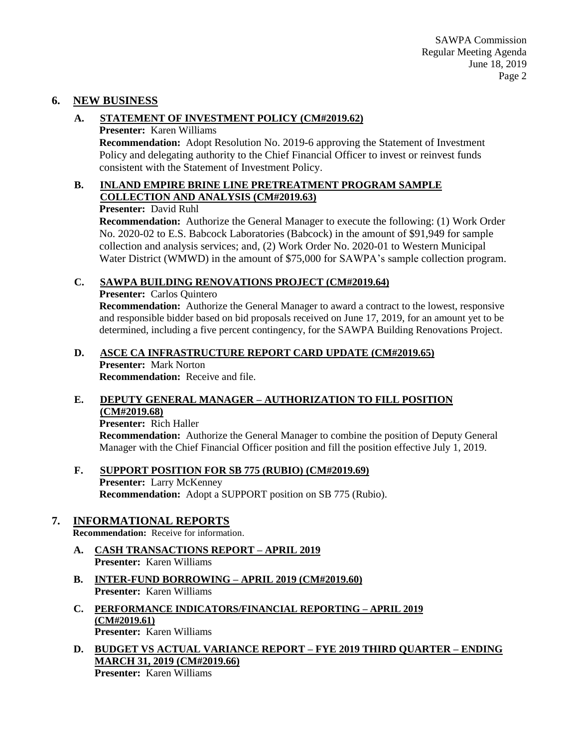## 6. NEW BUSINESS

### A. STATEMENT OF INVESTMENT POLICY (CM#2019.62)

**Presenter:** Karen Williams

**Recommendation:** Adopt Resolution No. 2019-6 approving the Statement of Investment Policy and delegating authority to the Chief Financial Officer to invest or reinvest funds consistent with the Statement of Investment Policy.

### B. INLAND EMPIRE BRINE LINE PRETREATMENT PROGRAM SAMPLE COLLECTION AND ANALYSIS (CM#2019.63)

**Presenter:** David Ruhl

**Recommendation:** Authorize the General Manager to execute the following: (1) Work Order No. 2020-02 to E.S. Babcock Laboratories (Babcock) in the amount of $91,949 for sample collection and analysis services; and, (2) Work Order No. 2020-01 to Western Municipal Water District (WMWD) in the amount of $75,000 for SAWPA's sample collection program.

### C. SAWPA BUILDING RENOVATIONS PROJECT (CM#2019.64)

**Presenter:** Carlos Quintero

**Recommendation:** Authorize the General Manager to award a contract to the lowest, responsive and responsible bidder based on bid proposals received on June 17, 2019, for an amount yet to be determined, including a five percent contingency, for the SAWPA Building Renovations Project.

### D. ASCE CA INFRASTRUCTURE REPORT CARD UPDATE (CM#2019.65)

**Presenter:** Mark Norton

**Recommendation:** Receive and file.

### E. DEPUTY GENERAL MANAGER – AUTHORIZATION TO FILL POSITION (CM#2019.68)

**Presenter:** Rich Haller

**Recommendation:** Authorize the General Manager to combine the position of Deputy General Manager with the Chief Financial Officer position and fill the position effective July 1, 2019.

### F. SUPPORT POSITION FOR SB 775 (RUBIO) (CM#2019.69)

**Presenter:** Larry McKenney

**Recommendation:** Adopt a SUPPORT position on SB 775 (Rubio).

## 7. INFORMATIONAL REPORTS

**Recommendation:** Receive for information.

### A. CASH TRANSACTIONS REPORT – APRIL 2019

**Presenter:** Karen Williams

### B. INTER-FUND BORROWING – APRIL 2019 (CM#2019.60)

**Presenter:** Karen Williams

### C. PERFORMANCE INDICATORS/FINANCIAL REPORTING – APRIL 2019 (CM#2019.61)

**Presenter:** Karen Williams

### D. BUDGET VS ACTUAL VARIANCE REPORT – FYE 2019 THIRD QUARTER – ENDING MARCH 31, 2019 (CM#2019.66)

**Presenter:** Karen Williams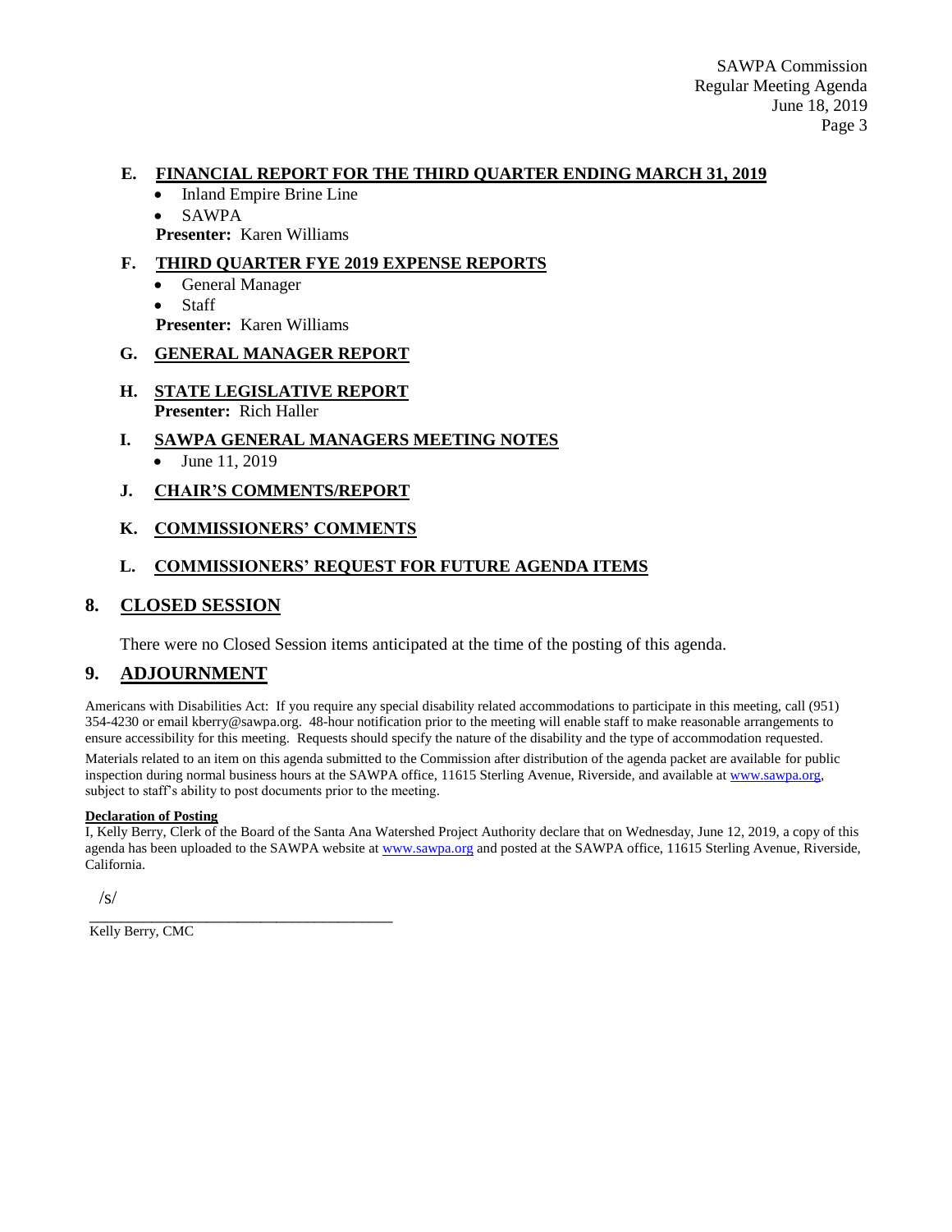### E. FINANCIAL REPORT FOR THE THIRD QUARTER ENDING MARCH 31, 2019

- Inland Empire Brine Line
- SAWPA

**Presenter:** Karen Williams

### F. THIRD QUARTER FYE 2019 EXPENSE REPORTS

- General Manager
- Staff

**Presenter:** Karen Williams

### G. GENERAL MANAGER REPORT

### H. STATE LEGISLATIVE REPORT

**Presenter:** Rich Haller

### I. SAWPA GENERAL MANAGERS MEETING NOTES

- June 11, 2019

### J. CHAIR'S COMMENTS/REPORT

### K. COMMISSIONERS' COMMENTS

### L. COMMISSIONERS' REQUEST FOR FUTURE AGENDA ITEMS

## 8. CLOSED SESSION

There were no Closed Session items anticipated at the time of the posting of this agenda.

## 9. ADJOURNMENT

Americans with Disabilities Act: If you require any special disability related accommodations to participate in this meeting, call (951) 354-4230 or email kberry@sawpa.org. 48-hour notification prior to the meeting will enable staff to make reasonable arrangements to ensure accessibility for this meeting. Requests should specify the nature of the disability and the type of accommodation requested.

Materials related to an item on this agenda submitted to the Commission after distribution of the agenda packet are available for public inspection during normal business hours at the SAWPA office, 11615 Sterling Avenue, Riverside, and available at www.sawpa.org, subject to staff's ability to post documents prior to the meeting.

**Declaration of Posting**

I, Kelly Berry, Clerk of the Board of the Santa Ana Watershed Project Authority declare that on Wednesday, June 12, 2019, a copy of this agenda has been uploaded to the SAWPA website at www.sawpa.org and posted at the SAWPA office, 11615 Sterling Avenue, Riverside, California.

/s/

_______________________________________

Kelly Berry, CMC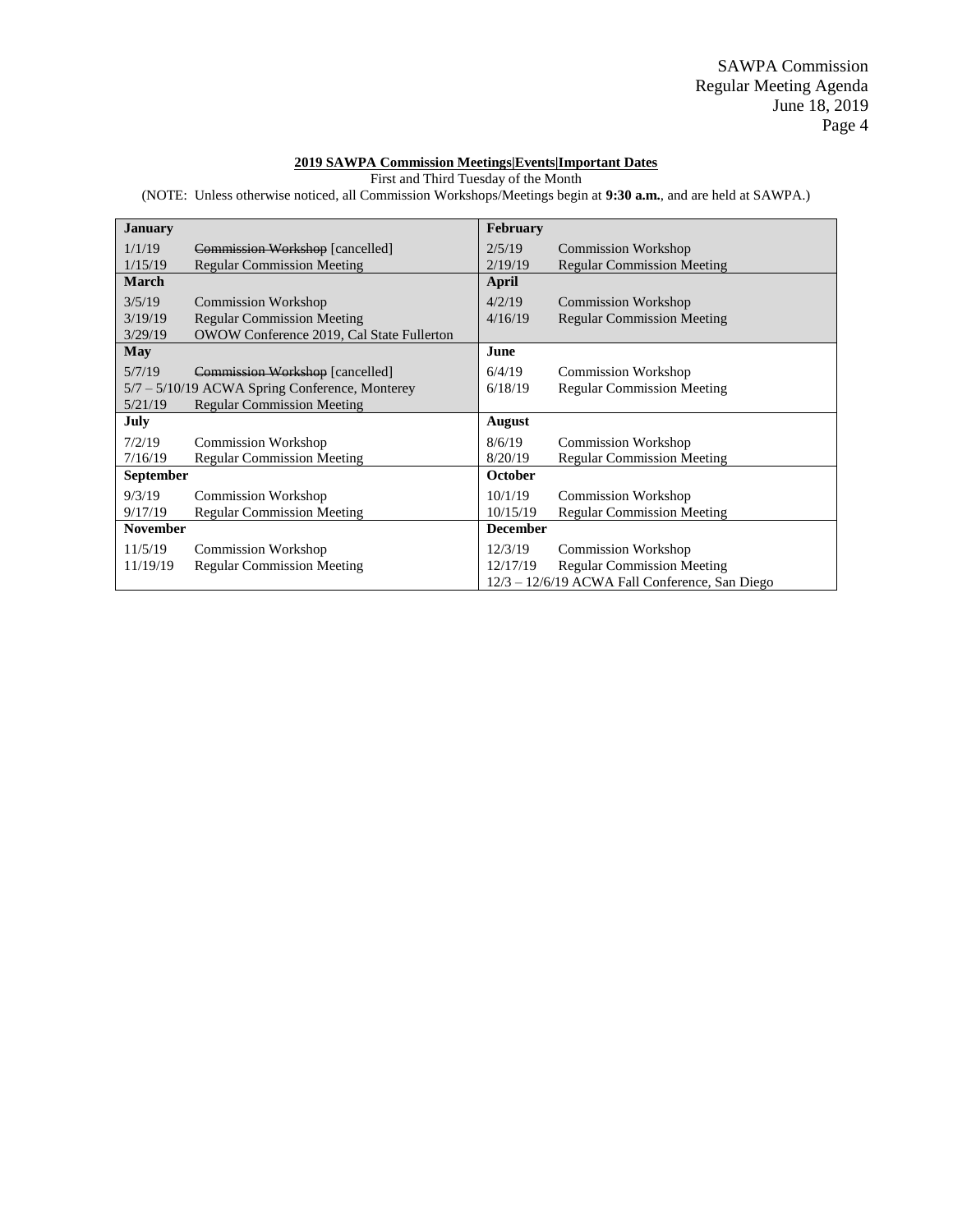**2019 SAWPA Commission Meetings|Events|Important Dates**

First and Third Tuesday of the Month

(NOTE: Unless otherwise noticed, all Commission Workshops/Meetings begin at **9:30 a.m.**, and are held at SAWPA.)

| | | | |
|---|---|---|---|
| **January** | | **February** | |
| 1/1/19 | ~~Commission Workshop~~ [cancelled] | 2/5/19 | Commission Workshop |
| 1/15/19 | Regular Commission Meeting | 2/19/19 | Regular Commission Meeting |
| **March** | | **April** | |
| 3/5/19 | Commission Workshop | 4/2/19 | Commission Workshop |
| 3/19/19 | Regular Commission Meeting | 4/16/19 | Regular Commission Meeting |
| 3/29/19 | OWOW Conference 2019, Cal State Fullerton | | |
| **May** | | **June** | |
| 5/7/19 | ~~Commission Workshop~~ [cancelled] | 6/4/19 | Commission Workshop |
| 5/7 – 5/10/19 ACWA Spring Conference, Monterey | | 6/18/19 | Regular Commission Meeting |
| 5/21/19 | Regular Commission Meeting | | |
| **July** | | **August** | |
| 7/2/19 | Commission Workshop | 8/6/19 | Commission Workshop |
| 7/16/19 | Regular Commission Meeting | 8/20/19 | Regular Commission Meeting |
| **September** | | **October** | |
| 9/3/19 | Commission Workshop | 10/1/19 | Commission Workshop |
| 9/17/19 | Regular Commission Meeting | 10/15/19 | Regular Commission Meeting |
| **November** | | **December** | |
| 11/5/19 | Commission Workshop | 12/3/19 | Commission Workshop |
| 11/19/19 | Regular Commission Meeting | 12/17/19 | Regular Commission Meeting |
| | | 12/3 – 12/6/19 ACWA Fall Conference, San Diego | |